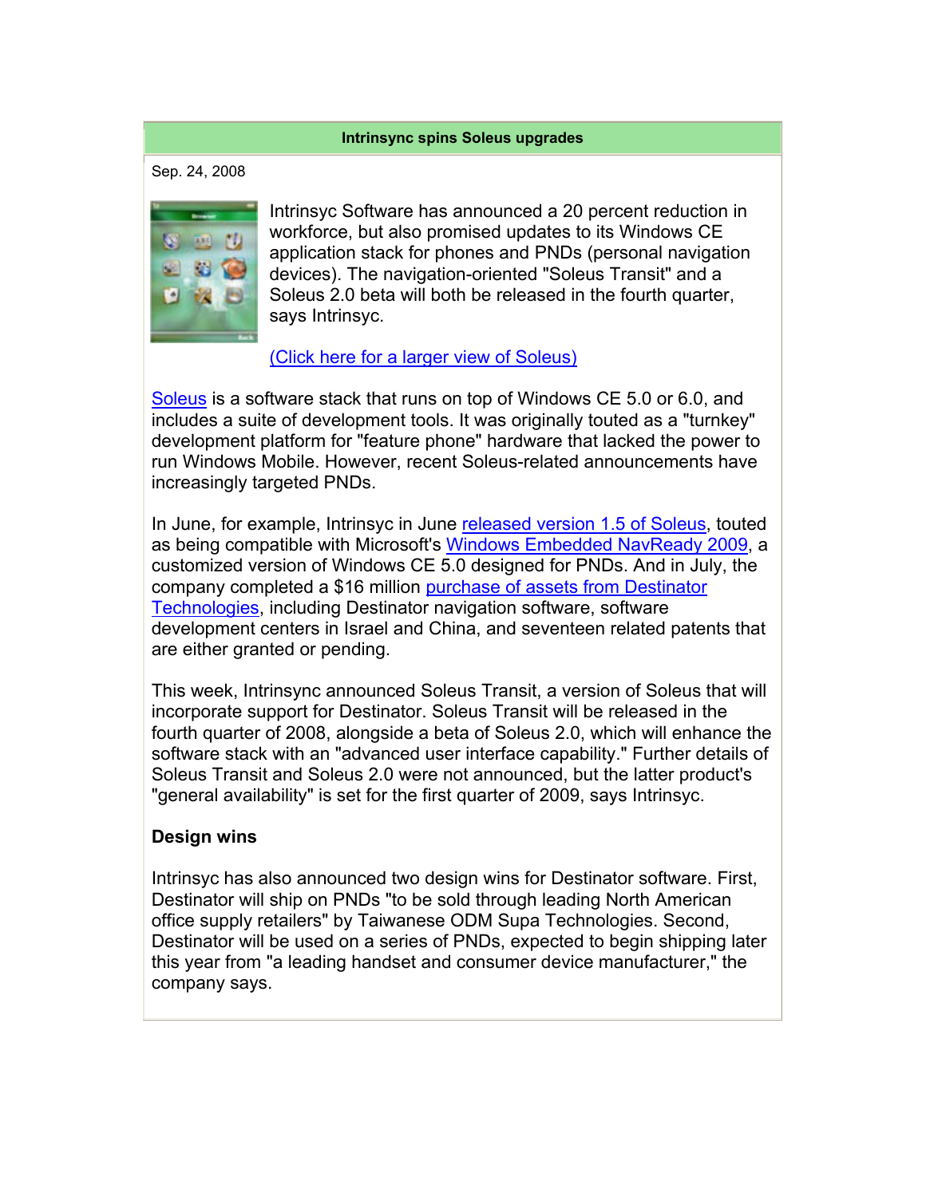# Intrinsync spins Soleus upgrades

Sep. 24, 2008

Intrinsyc Software has announced a 20 percent reduction in workforce, but also promised updates to its Windows CE application stack for phones and PNDs (personal navigation devices). The navigation-oriented "Soleus Transit" and a Soleus 2.0 beta will both be released in the fourth quarter, says Intrinsyc.

(Click here for a larger view of Soleus)

Soleus is a software stack that runs on top of Windows CE 5.0 or 6.0, and includes a suite of development tools. It was originally touted as a "turnkey" development platform for "feature phone" hardware that lacked the power to run Windows Mobile. However, recent Soleus-related announcements have increasingly targeted PNDs.

In June, for example, Intrinsyc in June released version 1.5 of Soleus, touted as being compatible with Microsoft's Windows Embedded NavReady 2009, a customized version of Windows CE 5.0 designed for PNDs. And in July, the company completed a $16 million purchase of assets from Destinator Technologies, including Destinator navigation software, software development centers in Israel and China, and seventeen related patents that are either granted or pending.

This week, Intrinsync announced Soleus Transit, a version of Soleus that will incorporate support for Destinator. Soleus Transit will be released in the fourth quarter of 2008, alongside a beta of Soleus 2.0, which will enhance the software stack with an "advanced user interface capability." Further details of Soleus Transit and Soleus 2.0 were not announced, but the latter product's "general availability" is set for the first quarter of 2009, says Intrinsyc.

**Design wins**

Intrinsyc has also announced two design wins for Destinator software. First, Destinator will ship on PNDs "to be sold through leading North American office supply retailers" by Taiwanese ODM Supa Technologies. Second, Destinator will be used on a series of PNDs, expected to begin shipping later this year from "a leading handset and consumer device manufacturer," the company says.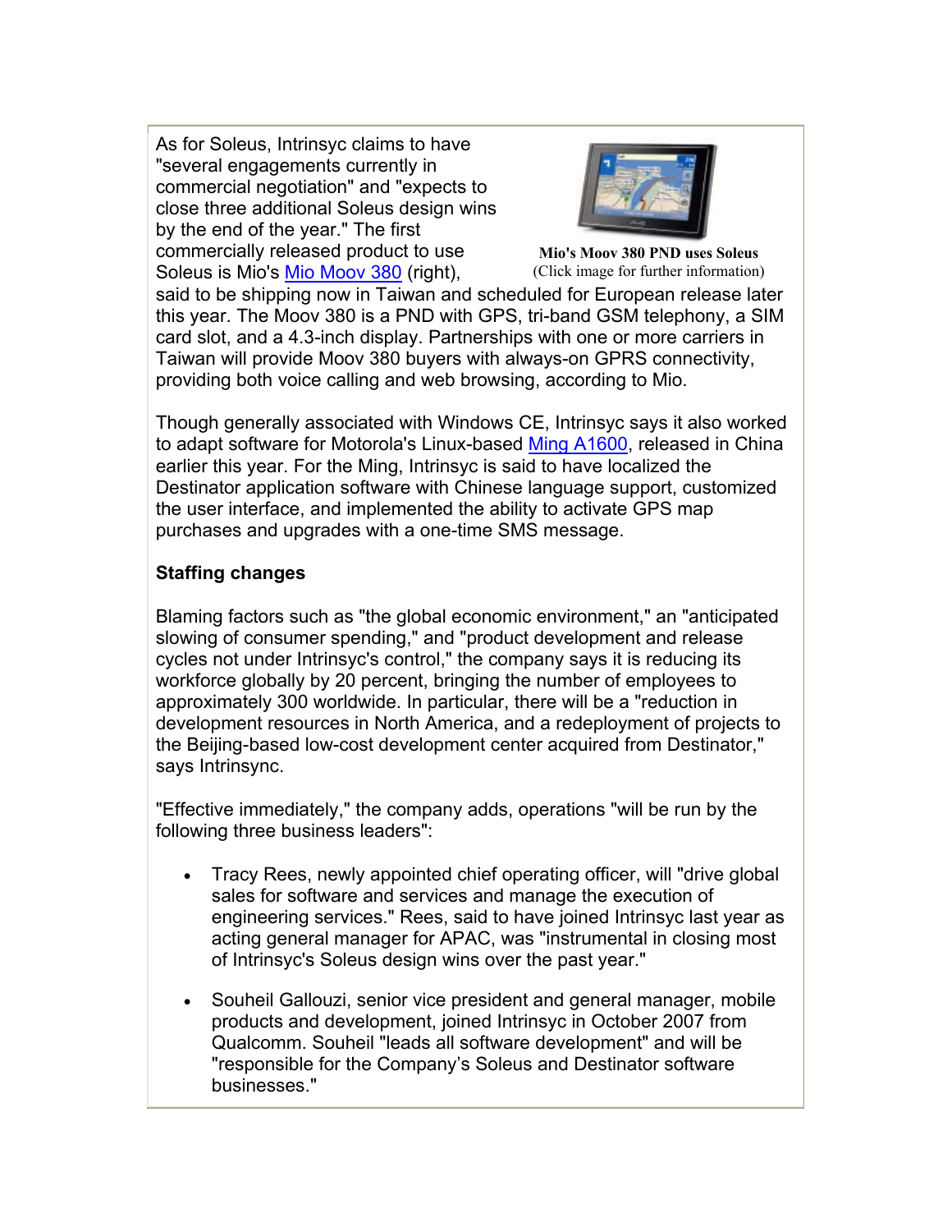As for Soleus, Intrinsyc claims to have "several engagements currently in commercial negotiation" and "expects to close three additional Soleus design wins by the end of the year." The first commercially released product to use Soleus is Mio's Mio Moov 380 (right), said to be shipping now in Taiwan and scheduled for European release later this year. The Moov 380 is a PND with GPS, tri-band GSM telephony, a SIM card slot, and a 4.3-inch display. Partnerships with one or more carriers in Taiwan will provide Moov 380 buyers with always-on GPRS connectivity, providing both voice calling and web browsing, according to Mio.

**Mio's Moov 380 PND uses Soleus**
(Click image for further information)

Though generally associated with Windows CE, Intrinsyc says it also worked to adapt software for Motorola's Linux-based Ming A1600, released in China earlier this year. For the Ming, Intrinsyc is said to have localized the Destinator application software with Chinese language support, customized the user interface, and implemented the ability to activate GPS map purchases and upgrades with a one-time SMS message.

**Staffing changes**

Blaming factors such as "the global economic environment," an "anticipated slowing of consumer spending," and "product development and release cycles not under Intrinsyc's control," the company says it is reducing its workforce globally by 20 percent, bringing the number of employees to approximately 300 worldwide. In particular, there will be a "reduction in development resources in North America, and a redeployment of projects to the Beijing-based low-cost development center acquired from Destinator," says Intrinsync.

"Effective immediately," the company adds, operations "will be run by the following three business leaders":

- Tracy Rees, newly appointed chief operating officer, will "drive global sales for software and services and manage the execution of engineering services." Rees, said to have joined Intrinsyc last year as acting general manager for APAC, was "instrumental in closing most of Intrinsyc's Soleus design wins over the past year."
- Souheil Gallouzi, senior vice president and general manager, mobile products and development, joined Intrinsyc in October 2007 from Qualcomm. Souheil "leads all software development" and will be "responsible for the Company's Soleus and Destinator software businesses."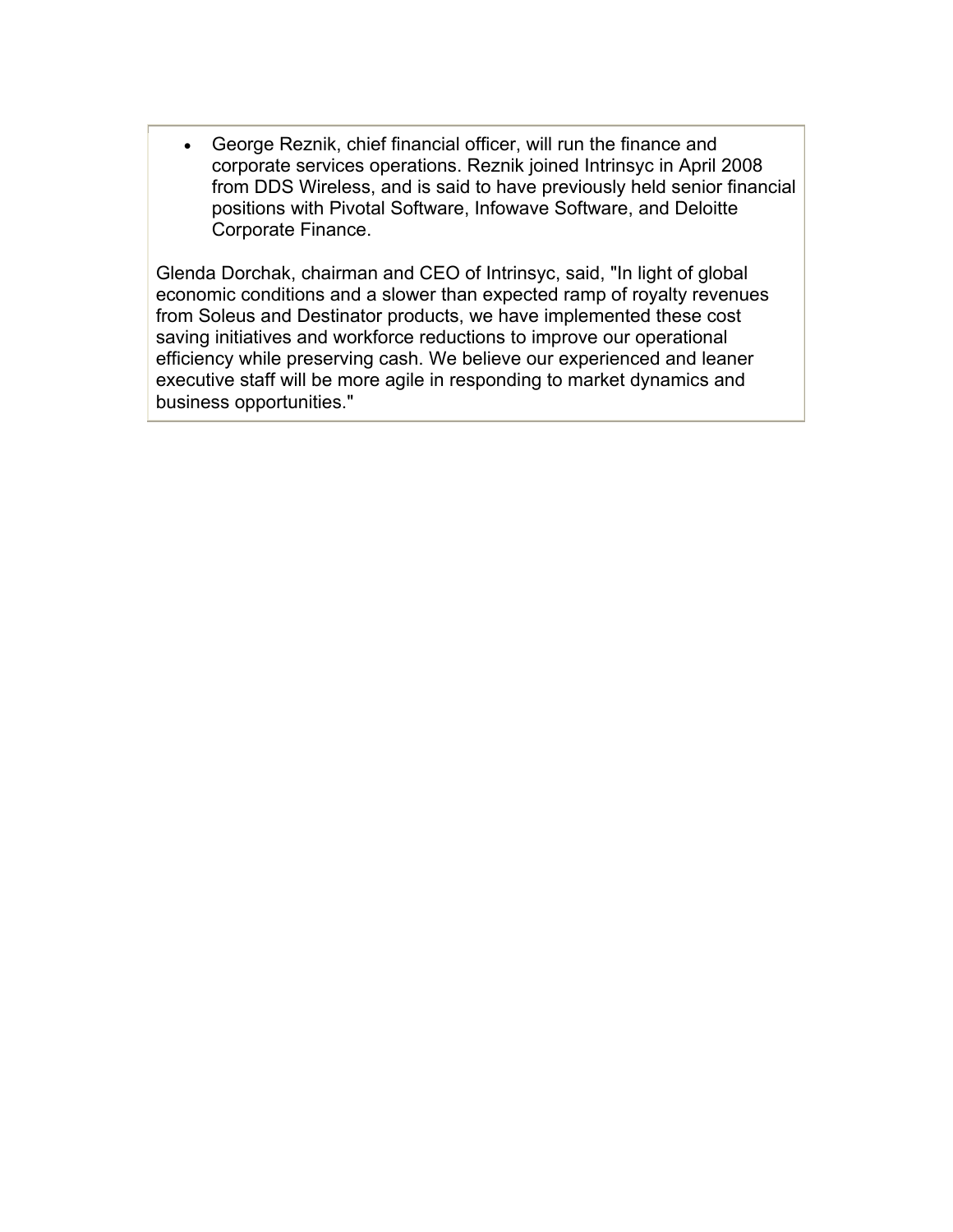- George Reznik, chief financial officer, will run the finance and corporate services operations. Reznik joined Intrinsyc in April 2008 from DDS Wireless, and is said to have previously held senior financial positions with Pivotal Software, Infowave Software, and Deloitte Corporate Finance.

Glenda Dorchak, chairman and CEO of Intrinsyc, said, "In light of global economic conditions and a slower than expected ramp of royalty revenues from Soleus and Destinator products, we have implemented these cost saving initiatives and workforce reductions to improve our operational efficiency while preserving cash. We believe our experienced and leaner executive staff will be more agile in responding to market dynamics and business opportunities."